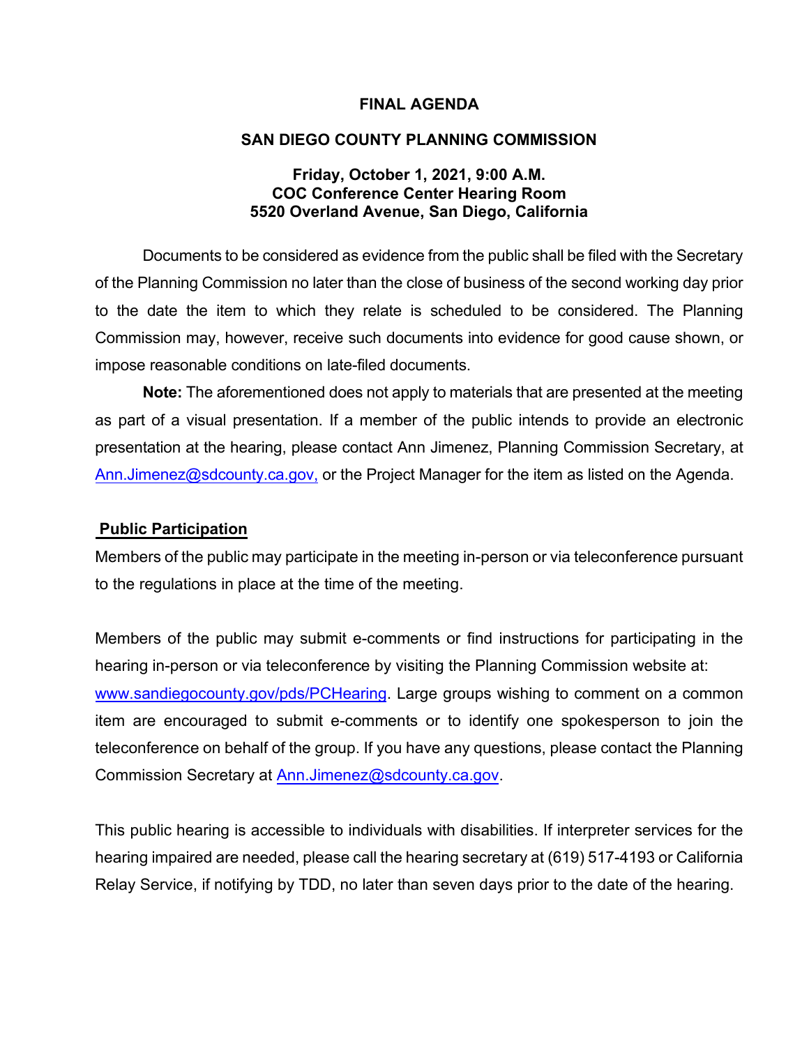# FINAL AGENDA

## SAN DIEGO COUNTY PLANNING COMMISSION

**Friday, October 1, 2021, 9:00 A.M.**
**COC Conference Center Hearing Room**
**5520 Overland Avenue, San Diego, California**

Documents to be considered as evidence from the public shall be filed with the Secretary of the Planning Commission no later than the close of business of the second working day prior to the date the item to which they relate is scheduled to be considered. The Planning Commission may, however, receive such documents into evidence for good cause shown, or impose reasonable conditions on late-filed documents.

**Note:** The aforementioned does not apply to materials that are presented at the meeting as part of a visual presentation. If a member of the public intends to provide an electronic presentation at the hearing, please contact Ann Jimenez, Planning Commission Secretary, at Ann.Jimenez@sdcounty.ca.gov, or the Project Manager for the item as listed on the Agenda.

### Public Participation

Members of the public may participate in the meeting in-person or via teleconference pursuant to the regulations in place at the time of the meeting.

Members of the public may submit e-comments or find instructions for participating in the hearing in-person or via teleconference by visiting the Planning Commission website at: www.sandiegocounty.gov/pds/PCHearing. Large groups wishing to comment on a common item are encouraged to submit e-comments or to identify one spokesperson to join the teleconference on behalf of the group. If you have any questions, please contact the Planning Commission Secretary at Ann.Jimenez@sdcounty.ca.gov.

This public hearing is accessible to individuals with disabilities. If interpreter services for the hearing impaired are needed, please call the hearing secretary at (619) 517-4193 or California Relay Service, if notifying by TDD, no later than seven days prior to the date of the hearing.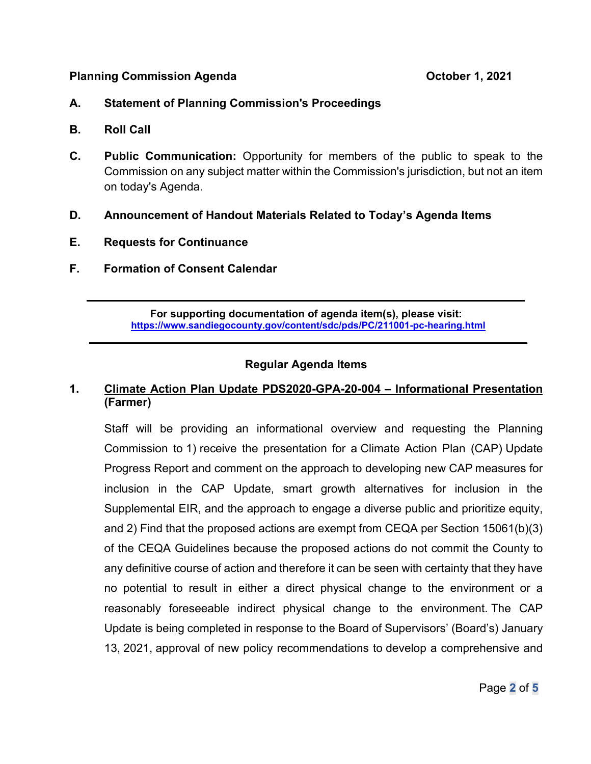**Planning Commission Agenda** **October 1, 2021**

**A. Statement of Planning Commission's Proceedings**

**B. Roll Call**

**C. Public Communication:** Opportunity for members of the public to speak to the Commission on any subject matter within the Commission's jurisdiction, but not an item on today's Agenda.

**D. Announcement of Handout Materials Related to Today's Agenda Items**

**E. Requests for Continuance**

**F. Formation of Consent Calendar**

---

**For supporting documentation of agenda item(s), please visit:**
**https://www.sandiegocounty.gov/content/sdc/pds/PC/211001-pc-hearing.html**

---

## Regular Agenda Items

**1. Climate Action Plan Update PDS2020-GPA-20-004 – Informational Presentation (Farmer)**

Staff will be providing an informational overview and requesting the Planning Commission to 1) receive the presentation for a Climate Action Plan (CAP) Update Progress Report and comment on the approach to developing new CAP measures for inclusion in the CAP Update, smart growth alternatives for inclusion in the Supplemental EIR, and the approach to engage a diverse public and prioritize equity, and 2) Find that the proposed actions are exempt from CEQA per Section 15061(b)(3) of the CEQA Guidelines because the proposed actions do not commit the County to any definitive course of action and therefore it can be seen with certainty that they have no potential to result in either a direct physical change to the environment or a reasonably foreseeable indirect physical change to the environment. The CAP Update is being completed in response to the Board of Supervisors' (Board's) January 13, 2021, approval of new policy recommendations to develop a comprehensive and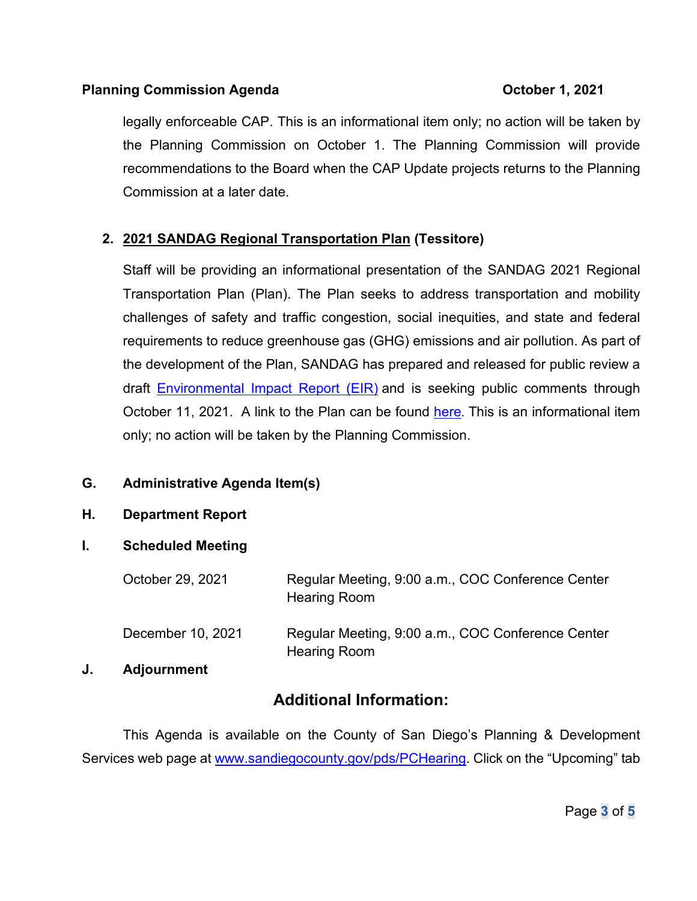legally enforceable CAP. This is an informational item only; no action will be taken by the Planning Commission on October 1. The Planning Commission will provide recommendations to the Board when the CAP Update projects returns to the Planning Commission at a later date.

2. **2021 SANDAG Regional Transportation Plan (Tessitore)**

   Staff will be providing an informational presentation of the SANDAG 2021 Regional Transportation Plan (Plan). The Plan seeks to address transportation and mobility challenges of safety and traffic congestion, social inequities, and state and federal requirements to reduce greenhouse gas (GHG) emissions and air pollution. As part of the development of the Plan, SANDAG has prepared and released for public review a draft Environmental Impact Report (EIR) and is seeking public comments through October 11, 2021. A link to the Plan can be found here. This is an informational item only; no action will be taken by the Planning Commission.

**G. Administrative Agenda Item(s)**

**H. Department Report**

**I. Scheduled Meeting**

| | |
|---|---|
| October 29, 2021 | Regular Meeting, 9:00 a.m., COC Conference Center Hearing Room |
| December 10, 2021 | Regular Meeting, 9:00 a.m., COC Conference Center Hearing Room |

**J. Adjournment**

## Additional Information:

This Agenda is available on the County of San Diego's Planning & Development Services web page at www.sandiegocounty.gov/pds/PCHearing. Click on the "Upcoming" tab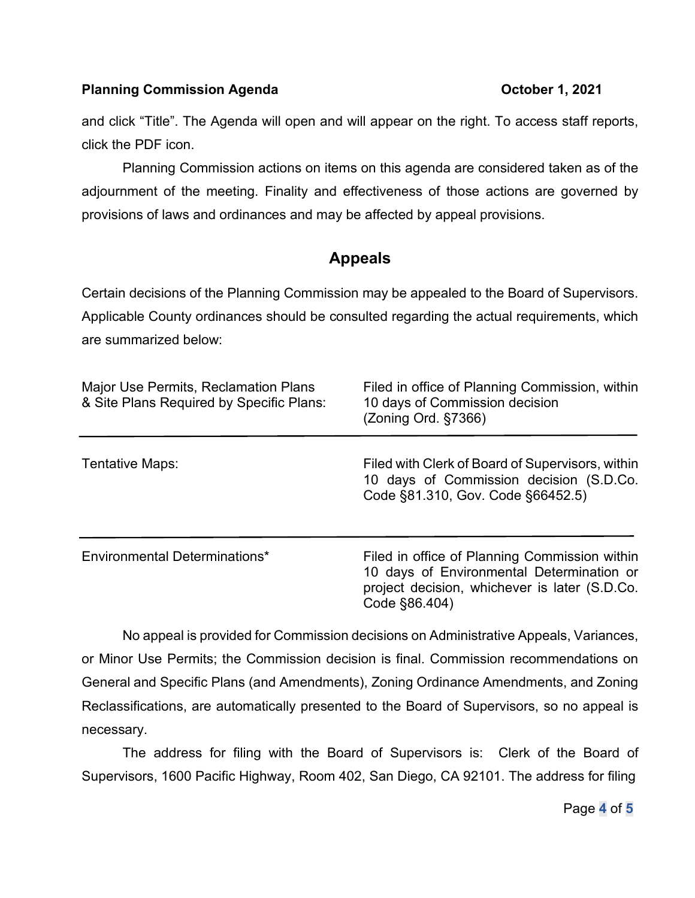and click "Title". The Agenda will open and will appear on the right. To access staff reports, click the PDF icon.

Planning Commission actions on items on this agenda are considered taken as of the adjournment of the meeting. Finality and effectiveness of those actions are governed by provisions of laws and ordinances and may be affected by appeal provisions.

## Appeals

Certain decisions of the Planning Commission may be appealed to the Board of Supervisors. Applicable County ordinances should be consulted regarding the actual requirements, which are summarized below:

| | |
|---|---|
| Major Use Permits, Reclamation Plans & Site Plans Required by Specific Plans: | Filed in office of Planning Commission, within 10 days of Commission decision (Zoning Ord. §7366) |
| Tentative Maps: | Filed with Clerk of Board of Supervisors, within 10 days of Commission decision (S.D.Co. Code §81.310, Gov. Code §66452.5) |
| Environmental Determinations* | Filed in office of Planning Commission within 10 days of Environmental Determination or project decision, whichever is later (S.D.Co. Code §86.404) |

No appeal is provided for Commission decisions on Administrative Appeals, Variances, or Minor Use Permits; the Commission decision is final. Commission recommendations on General and Specific Plans (and Amendments), Zoning Ordinance Amendments, and Zoning Reclassifications, are automatically presented to the Board of Supervisors, so no appeal is necessary.

The address for filing with the Board of Supervisors is: Clerk of the Board of Supervisors, 1600 Pacific Highway, Room 402, San Diego, CA 92101. The address for filing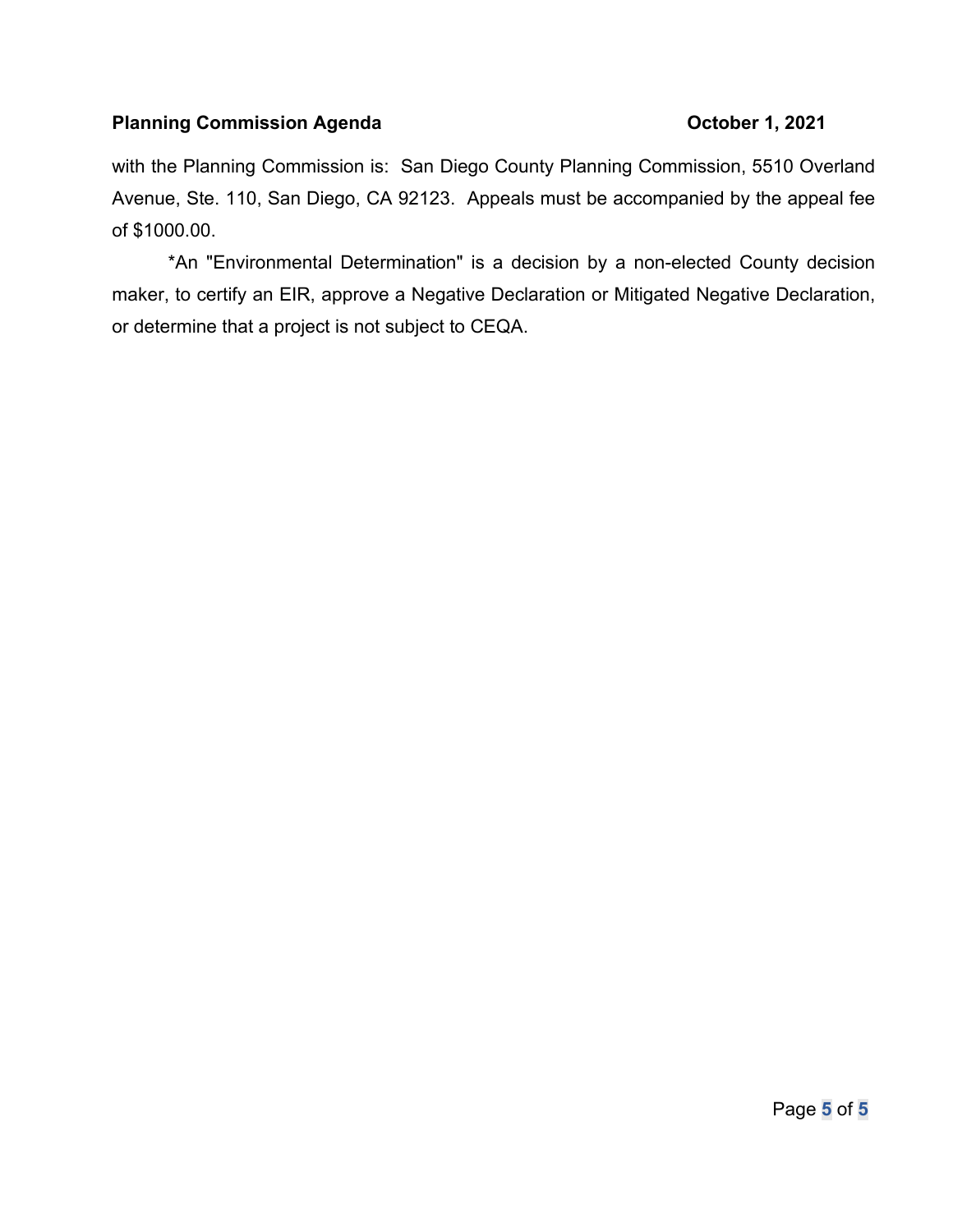with the Planning Commission is: San Diego County Planning Commission, 5510 Overland Avenue, Ste. 110, San Diego, CA 92123. Appeals must be accompanied by the appeal fee of $1000.00.

*An "Environmental Determination" is a decision by a non-elected County decision maker, to certify an EIR, approve a Negative Declaration or Mitigated Negative Declaration, or determine that a project is not subject to CEQA.